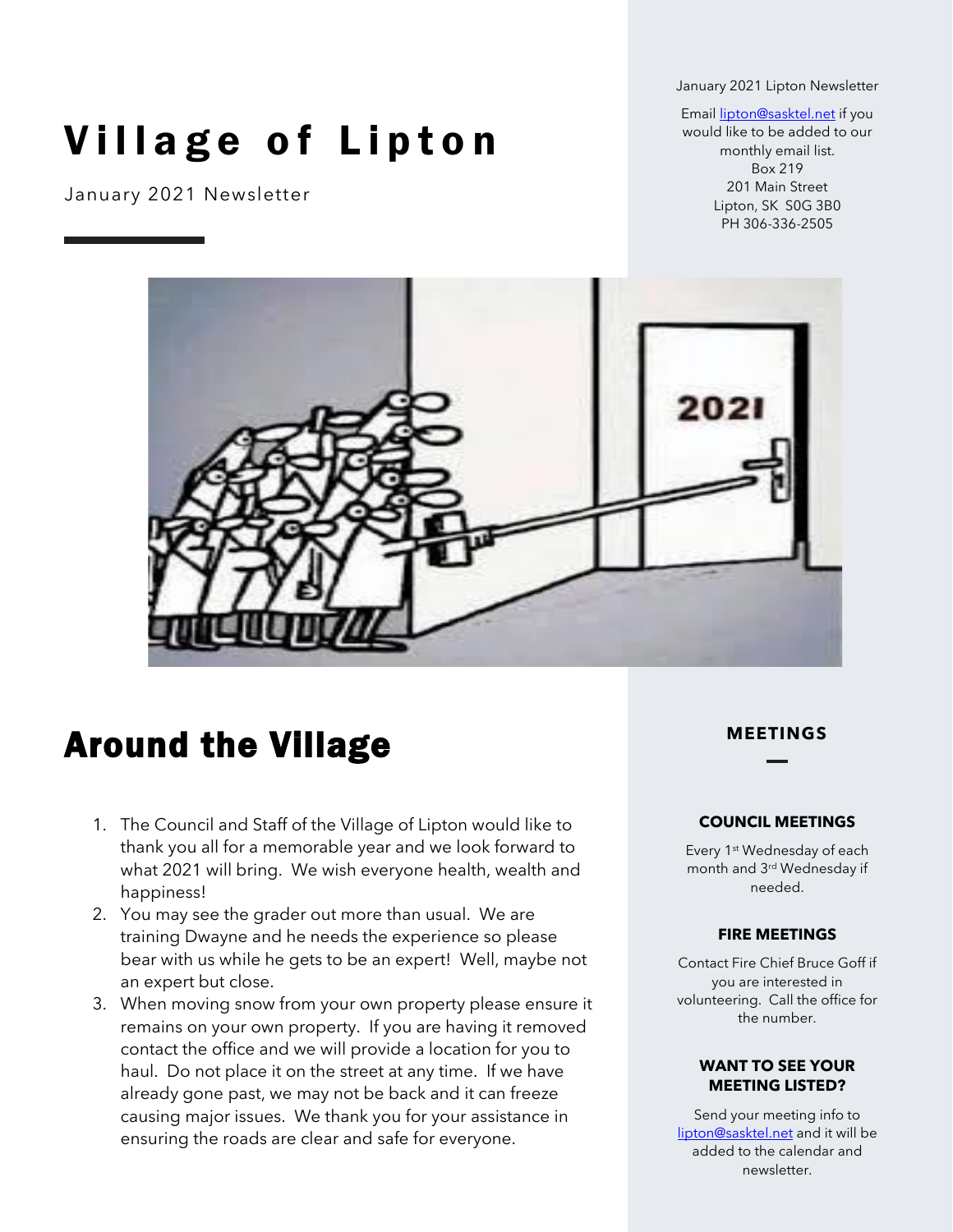# Village of Lipton

January 2021 Newsletter

January 2021 Lipton Newsletter

Email lipton@sasktel.net if you would like to be added to our monthly email list.
Box 219
201 Main Street
Lipton, SK S0G 3B0
PH 306-336-2505

## Around the Village

1. The Council and Staff of the Village of Lipton would like to thank you all for a memorable year and we look forward to what 2021 will bring. We wish everyone health, wealth and happiness!
2. You may see the grader out more than usual. We are training Dwayne and he needs the experience so please bear with us while he gets to be an expert! Well, maybe not an expert but close.
3. When moving snow from your own property please ensure it remains on your own property. If you are having it removed contact the office and we will provide a location for you to haul. Do not place it on the street at any time. If we have already gone past, we may not be back and it can freeze causing major issues. We thank you for your assistance in ensuring the roads are clear and safe for everyone.

## MEETINGS

### COUNCIL MEETINGS

Every 1st Wednesday of each month and 3rd Wednesday if needed.

### FIRE MEETINGS

Contact Fire Chief Bruce Goff if you are interested in volunteering. Call the office for the number.

### WANT TO SEE YOUR MEETING LISTED?

Send your meeting info to lipton@sasktel.net and it will be added to the calendar and newsletter.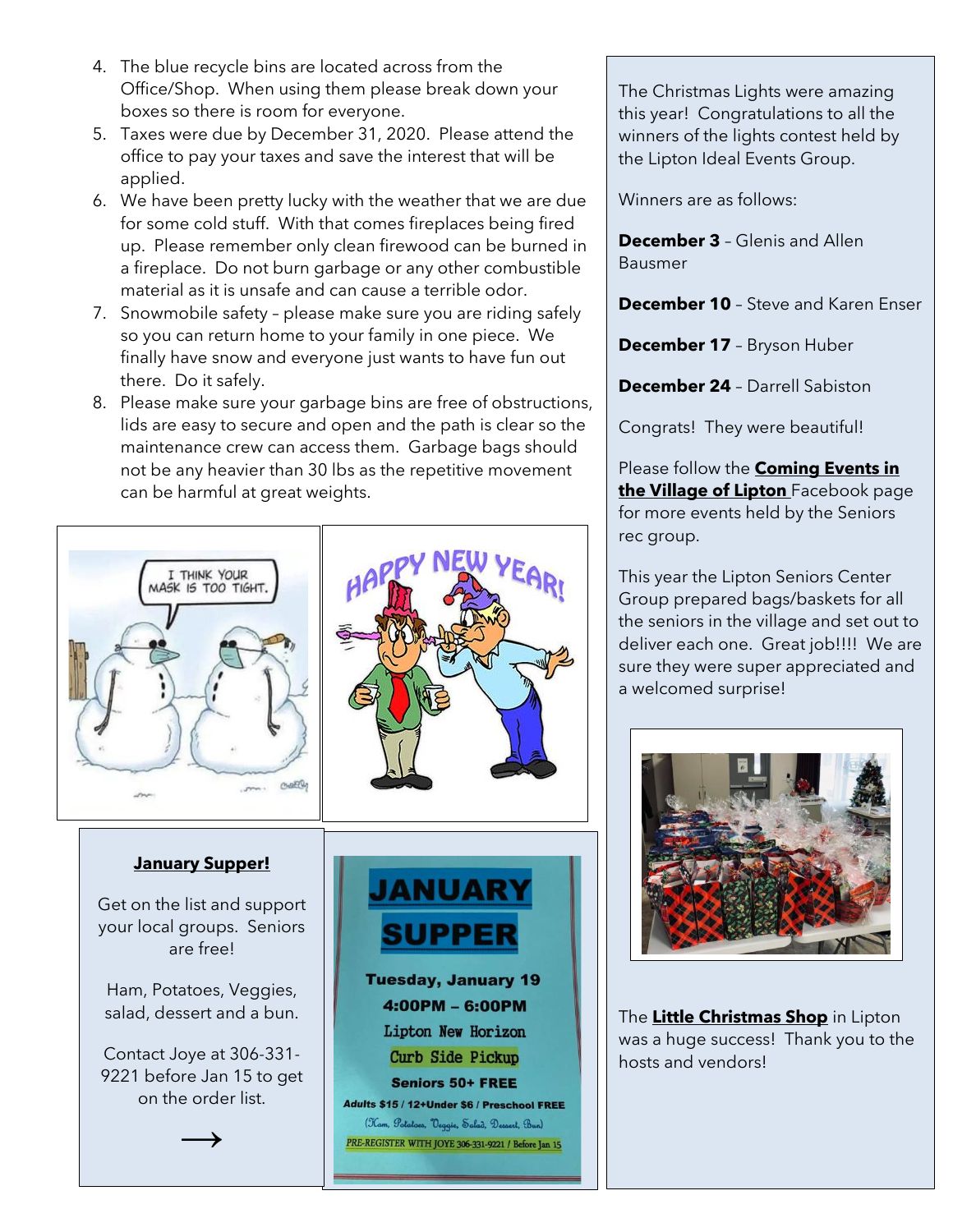4. The blue recycle bins are located across from the Office/Shop. When using them please break down your boxes so there is room for everyone.
5. Taxes were due by December 31, 2020. Please attend the office to pay your taxes and save the interest that will be applied.
6. We have been pretty lucky with the weather that we are due for some cold stuff. With that comes fireplaces being fired up. Please remember only clean firewood can be burned in a fireplace. Do not burn garbage or any other combustible material as it is unsafe and can cause a terrible odor.
7. Snowmobile safety – please make sure you are riding safely so you can return home to your family in one piece. We finally have snow and everyone just wants to have fun out there. Do it safely.
8. Please make sure your garbage bins are free of obstructions, lids are easy to secure and open and the path is clear so the maintenance crew can access them. Garbage bags should not be any heavier than 30 lbs as the repetitive movement can be harmful at great weights.

**January Supper!**

Get on the list and support your local groups. Seniors are free!

Ham, Potatoes, Veggies, salad, dessert and a bun.

Contact Joye at 306-331-9221 before Jan 15 to get on the order list.

→

**JANUARY SUPPER**

**Tuesday, January 19**

**4:00PM – 6:00PM**

Lipton New Horizon

Curb Side Pickup

**Seniors 50+ FREE**

**Adults $15 / 12+Under $6 / Preschool FREE**

(Ham, Potatoes, Veggie, Salad, Dessert, Bun)

PRE-REGISTER WITH JOYE 306-331-9221 / Before Jan 15

The Christmas Lights were amazing this year! Congratulations to all the winners of the lights contest held by the Lipton Ideal Events Group.

Winners are as follows:

**December 3** – Glenis and Allen Bausmer

**December 10** – Steve and Karen Enser

**December 17** – Bryson Huber

**December 24** – Darrell Sabiston

Congrats! They were beautiful!

Please follow the **Coming Events in the Village of Lipton** Facebook page for more events held by the Seniors rec group.

This year the Lipton Seniors Center Group prepared bags/baskets for all the seniors in the village and set out to deliver each one. Great job!!!! We are sure they were super appreciated and a welcomed surprise!

The **Little Christmas Shop** in Lipton was a huge success! Thank you to the hosts and vendors!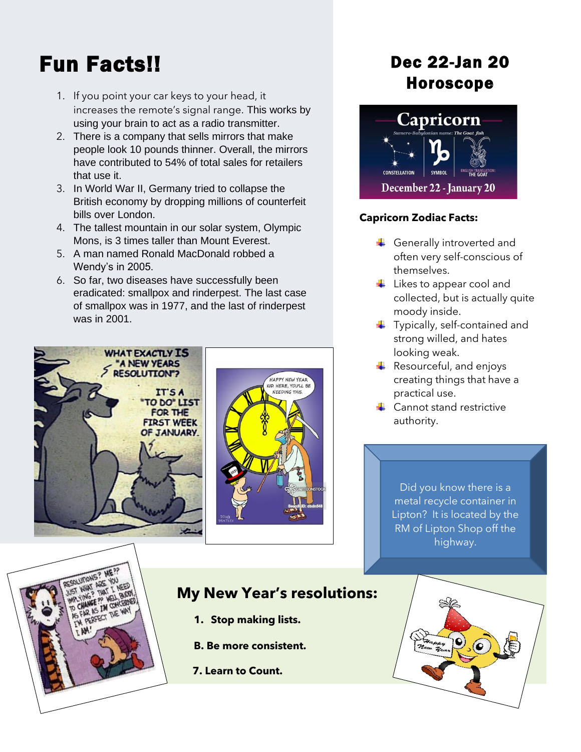# Fun Facts!!

1. If you point your car keys to your head, it increases the remote's signal range. This works by using your brain to act as a radio transmitter.
2. There is a company that sells mirrors that make people look 10 pounds thinner. Overall, the mirrors have contributed to 54% of total sales for retailers that use it.
3. In World War II, Germany tried to collapse the British economy by dropping millions of counterfeit bills over London.
4. The tallest mountain in our solar system, Olympic Mons, is 3 times taller than Mount Everest.
5. A man named Ronald MacDonald robbed a Wendy's in 2005.
6. So far, two diseases have successfully been eradicated: smallpox and rinderpest. The last case of smallpox was in 1977, and the last of rinderpest was in 2001.

# Dec 22-Jan 20 Horoscope

**Capricorn Zodiac Facts:**

- Generally introverted and often very self-conscious of themselves.
- Likes to appear cool and collected, but is actually quite moody inside.
- Typically, self-contained and strong willed, and hates looking weak.
- Resourceful, and enjoys creating things that have a practical use.
- Cannot stand restrictive authority.

Did you know there is a metal recycle container in Lipton? It is located by the RM of Lipton Shop off the highway.

## My New Year's resolutions:

1. **Stop making lists.**

**B. Be more consistent.**

**7. Learn to Count.**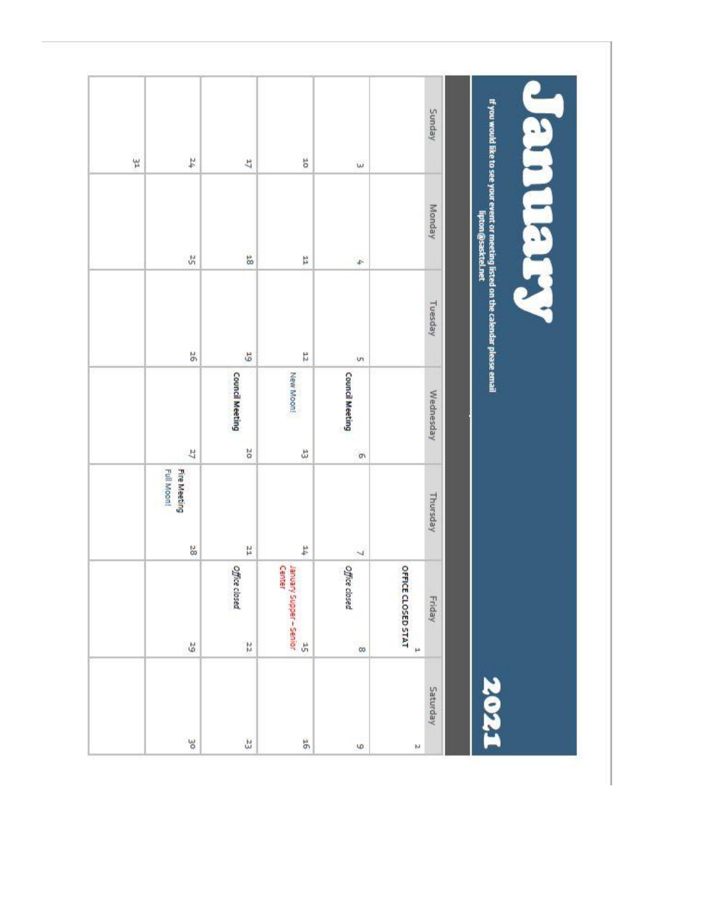# January

**2021**

**If you would like to see your event or meeting listed on the calendar please email lipton@sasktel.net**

| Sunday | Monday | Tuesday | Wednesday | Thursday | Friday | Saturday |
| --- | --- | --- | --- | --- | --- | --- |
| | | | | | 1 **OFFICE CLOSED STAT** | 2 |
| 3 | 4 | 5 | 6 **Council Meeting** | 7 | 8 *Office closed* | 9 |
| 10 | 11 | 12 | 13 New Moon! | 14 | 15 January Supper – Senior Center | 16 |
| 17 | 18 | 19 | 20 **Council Meeting** | 21 | 22 *Office closed* | 23 |
| 24 | 25 | 26 | 27 | 28 Fire Meeting Full Moon! | 29 | 30 |
| 31 | | | | | | |